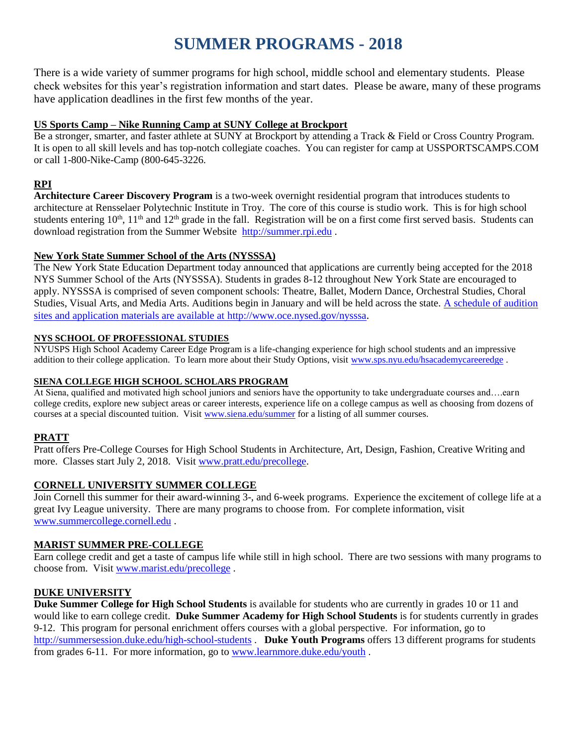# SUMMER PROGRAMS - 2018

There is a wide variety of summer programs for high school, middle school and elementary students. Please check websites for this year's registration information and start dates. Please be aware, many of these programs have application deadlines in the first few months of the year.

**US Sports Camp – Nike Running Camp at SUNY College at Brockport**

Be a stronger, smarter, and faster athlete at SUNY at Brockport by attending a Track & Field or Cross Country Program. It is open to all skill levels and has top-notch collegiate coaches. You can register for camp at USSPORTSCAMPS.COM or call 1-800-Nike-Camp (800-645-3226.

**RPI**

**Architecture Career Discovery Program** is a two-week overnight residential program that introduces students to architecture at Rensselaer Polytechnic Institute in Troy. The core of this course is studio work. This is for high school students entering 10th, 11th and 12th grade in the fall. Registration will be on a first come first served basis. Students can download registration from the Summer Website http://summer.rpi.edu .

**New York State Summer School of the Arts (NYSSSA)**

The New York State Education Department today announced that applications are currently being accepted for the 2018 NYS Summer School of the Arts (NYSSSA). Students in grades 8-12 throughout New York State are encouraged to apply. NYSSSA is comprised of seven component schools: Theatre, Ballet, Modern Dance, Orchestral Studies, Choral Studies, Visual Arts, and Media Arts. Auditions begin in January and will be held across the state. A schedule of audition sites and application materials are available at http://www.oce.nysed.gov/nysssa.

**NYS SCHOOL OF PROFESSIONAL STUDIES**

NYUSPS High School Academy Career Edge Program is a life-changing experience for high school students and an impressive addition to their college application. To learn more about their Study Options, visit www.sps.nyu.edu/hsacademycareeredge .

**SIENA COLLEGE HIGH SCHOOL SCHOLARS PROGRAM**

At Siena, qualified and motivated high school juniors and seniors have the opportunity to take undergraduate courses and….earn college credits, explore new subject areas or career interests, experience life on a college campus as well as choosing from dozens of courses at a special discounted tuition. Visit www.siena.edu/summer for a listing of all summer courses.

**PRATT**

Pratt offers Pre-College Courses for High School Students in Architecture, Art, Design, Fashion, Creative Writing and more. Classes start July 2, 2018. Visit www.pratt.edu/precollege.

**CORNELL UNIVERSITY SUMMER COLLEGE**

Join Cornell this summer for their award-winning 3-, and 6-week programs. Experience the excitement of college life at a great Ivy League university. There are many programs to choose from. For complete information, visit www.summercollege.cornell.edu .

**MARIST SUMMER PRE-COLLEGE**

Earn college credit and get a taste of campus life while still in high school. There are two sessions with many programs to choose from. Visit www.marist.edu/precollege .

**DUKE UNIVERSITY**

**Duke Summer College for High School Students** is available for students who are currently in grades 10 or 11 and would like to earn college credit. **Duke Summer Academy for High School Students** is for students currently in grades 9-12. This program for personal enrichment offers courses with a global perspective. For information, go to http://summersession.duke.edu/high-school-students . **Duke Youth Programs** offers 13 different programs for students from grades 6-11. For more information, go to www.learnmore.duke.edu/youth .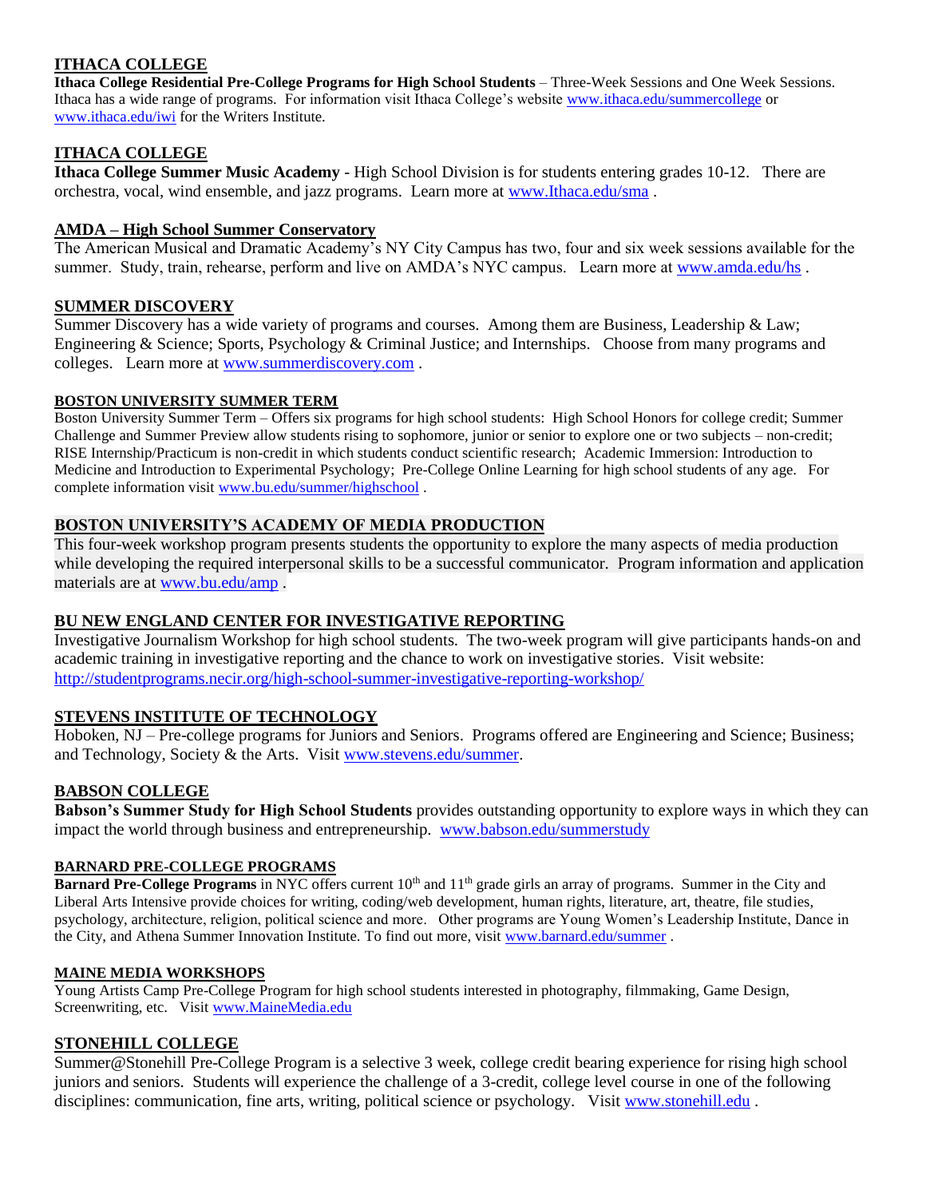## ITHACA COLLEGE

**Ithaca College Residential Pre-College Programs for High School Students** – Three-Week Sessions and One Week Sessions. Ithaca has a wide range of programs. For information visit Ithaca College's website www.ithaca.edu/summercollege or www.ithaca.edu/iwi for the Writers Institute.

## ITHACA COLLEGE

**Ithaca College Summer Music Academy** - High School Division is for students entering grades 10-12. There are orchestra, vocal, wind ensemble, and jazz programs. Learn more at www.Ithaca.edu/sma .

## AMDA – High School Summer Conservatory

The American Musical and Dramatic Academy's NY City Campus has two, four and six week sessions available for the summer. Study, train, rehearse, perform and live on AMDA's NYC campus. Learn more at www.amda.edu/hs .

## SUMMER DISCOVERY

Summer Discovery has a wide variety of programs and courses. Among them are Business, Leadership & Law; Engineering & Science; Sports, Psychology & Criminal Justice; and Internships. Choose from many programs and colleges. Learn more at www.summerdiscovery.com .

## BOSTON UNIVERSITY SUMMER TERM

Boston University Summer Term – Offers six programs for high school students: High School Honors for college credit; Summer Challenge and Summer Preview allow students rising to sophomore, junior or senior to explore one or two subjects – non-credit; RISE Internship/Practicum is non-credit in which students conduct scientific research; Academic Immersion: Introduction to Medicine and Introduction to Experimental Psychology; Pre-College Online Learning for high school students of any age. For complete information visit www.bu.edu/summer/highschool .

## BOSTON UNIVERSITY'S ACADEMY OF MEDIA PRODUCTION

This four-week workshop program presents students the opportunity to explore the many aspects of media production while developing the required interpersonal skills to be a successful communicator. Program information and application materials are at www.bu.edu/amp .

## BU NEW ENGLAND CENTER FOR INVESTIGATIVE REPORTING

Investigative Journalism Workshop for high school students. The two-week program will give participants hands-on and academic training in investigative reporting and the chance to work on investigative stories. Visit website: http://studentprograms.necir.org/high-school-summer-investigative-reporting-workshop/

## STEVENS INSTITUTE OF TECHNOLOGY

Hoboken, NJ – Pre-college programs for Juniors and Seniors. Programs offered are Engineering and Science; Business; and Technology, Society & the Arts. Visit www.stevens.edu/summer.

## BABSON COLLEGE

**Babson's Summer Study for High School Students** provides outstanding opportunity to explore ways in which they can impact the world through business and entrepreneurship. www.babson.edu/summerstudy

## BARNARD PRE-COLLEGE PROGRAMS

**Barnard Pre-College Programs** in NYC offers current 10th and 11th grade girls an array of programs. Summer in the City and Liberal Arts Intensive provide choices for writing, coding/web development, human rights, literature, art, theatre, file studies, psychology, architecture, religion, political science and more. Other programs are Young Women's Leadership Institute, Dance in the City, and Athena Summer Innovation Institute. To find out more, visit www.barnard.edu/summer .

## MAINE MEDIA WORKSHOPS

Young Artists Camp Pre-College Program for high school students interested in photography, filmmaking, Game Design, Screenwriting, etc. Visit www.MaineMedia.edu

## STONEHILL COLLEGE

Summer@Stonehill Pre-College Program is a selective 3 week, college credit bearing experience for rising high school juniors and seniors. Students will experience the challenge of a 3-credit, college level course in one of the following disciplines: communication, fine arts, writing, political science or psychology. Visit www.stonehill.edu .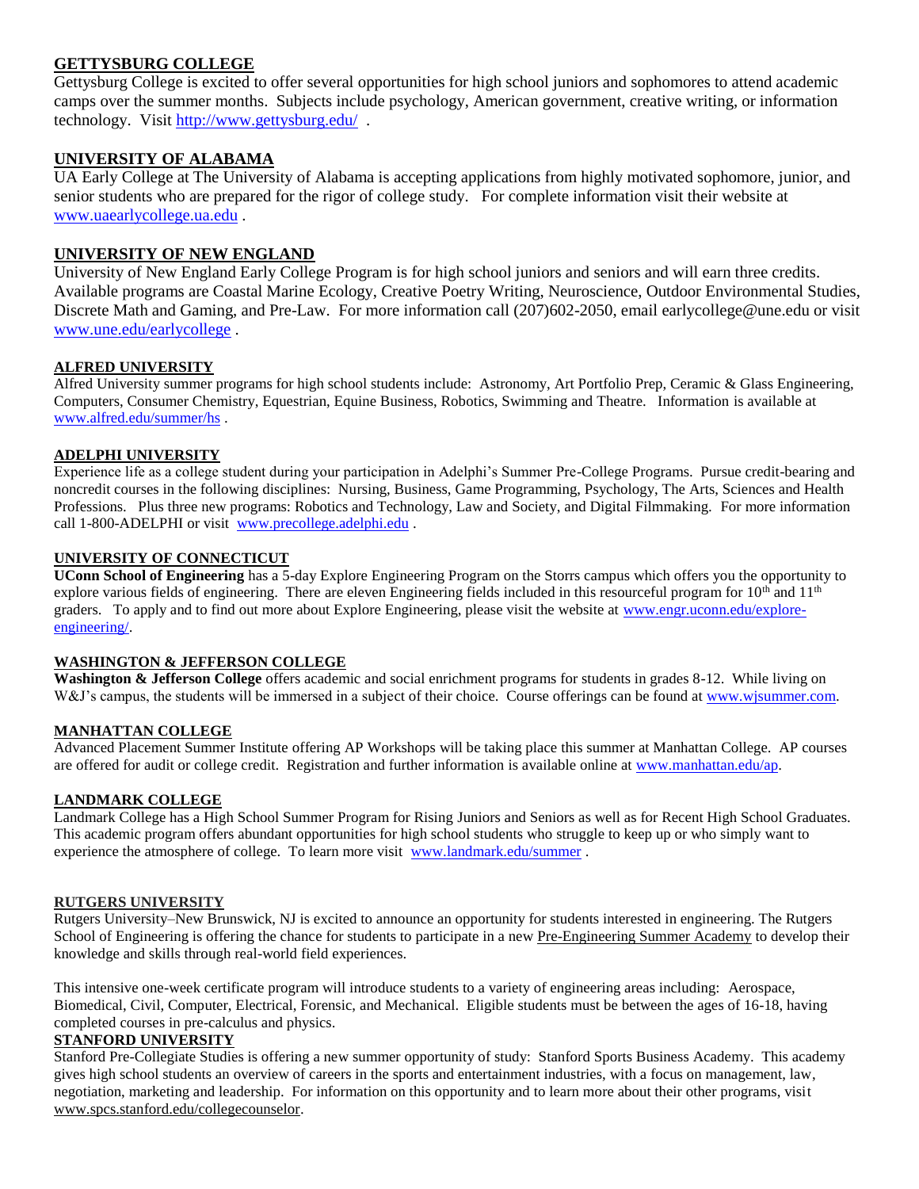## GETTYSBURG COLLEGE

Gettysburg College is excited to offer several opportunities for high school juniors and sophomores to attend academic camps over the summer months. Subjects include psychology, American government, creative writing, or information technology. Visit http://www.gettysburg.edu/ .

## UNIVERSITY OF ALABAMA

UA Early College at The University of Alabama is accepting applications from highly motivated sophomore, junior, and senior students who are prepared for the rigor of college study. For complete information visit their website at www.uaearlycollege.ua.edu .

## UNIVERSITY OF NEW ENGLAND

University of New England Early College Program is for high school juniors and seniors and will earn three credits. Available programs are Coastal Marine Ecology, Creative Poetry Writing, Neuroscience, Outdoor Environmental Studies, Discrete Math and Gaming, and Pre-Law. For more information call (207)602-2050, email earlycollege@une.edu or visit www.une.edu/earlycollege .

### ALFRED UNIVERSITY

Alfred University summer programs for high school students include: Astronomy, Art Portfolio Prep, Ceramic & Glass Engineering, Computers, Consumer Chemistry, Equestrian, Equine Business, Robotics, Swimming and Theatre. Information is available at www.alfred.edu/summer/hs .

### ADELPHI UNIVERSITY

Experience life as a college student during your participation in Adelphi's Summer Pre-College Programs. Pursue credit-bearing and noncredit courses in the following disciplines: Nursing, Business, Game Programming, Psychology, The Arts, Sciences and Health Professions. Plus three new programs: Robotics and Technology, Law and Society, and Digital Filmmaking. For more information call 1-800-ADELPHI or visit www.precollege.adelphi.edu .

### UNIVERSITY OF CONNECTICUT

**UConn School of Engineering** has a 5-day Explore Engineering Program on the Storrs campus which offers you the opportunity to explore various fields of engineering. There are eleven Engineering fields included in this resourceful program for 10th and 11th graders. To apply and to find out more about Explore Engineering, please visit the website at www.engr.uconn.edu/explore-engineering/.

### WASHINGTON & JEFFERSON COLLEGE

**Washington & Jefferson College** offers academic and social enrichment programs for students in grades 8-12. While living on W&J's campus, the students will be immersed in a subject of their choice. Course offerings can be found at www.wjsummer.com.

### MANHATTAN COLLEGE

Advanced Placement Summer Institute offering AP Workshops will be taking place this summer at Manhattan College. AP courses are offered for audit or college credit. Registration and further information is available online at www.manhattan.edu/ap.

### LANDMARK COLLEGE

Landmark College has a High School Summer Program for Rising Juniors and Seniors as well as for Recent High School Graduates. This academic program offers abundant opportunities for high school students who struggle to keep up or who simply want to experience the atmosphere of college. To learn more visit www.landmark.edu/summer .

### RUTGERS UNIVERSITY

Rutgers University–New Brunswick, NJ is excited to announce an opportunity for students interested in engineering. The Rutgers School of Engineering is offering the chance for students to participate in a new Pre-Engineering Summer Academy to develop their knowledge and skills through real-world field experiences.

This intensive one-week certificate program will introduce students to a variety of engineering areas including: Aerospace, Biomedical, Civil, Computer, Electrical, Forensic, and Mechanical. Eligible students must be between the ages of 16-18, having completed courses in pre-calculus and physics.

### STANFORD UNIVERSITY

Stanford Pre-Collegiate Studies is offering a new summer opportunity of study: Stanford Sports Business Academy. This academy gives high school students an overview of careers in the sports and entertainment industries, with a focus on management, law, negotiation, marketing and leadership. For information on this opportunity and to learn more about their other programs, visit www.spcs.stanford.edu/collegecounselor.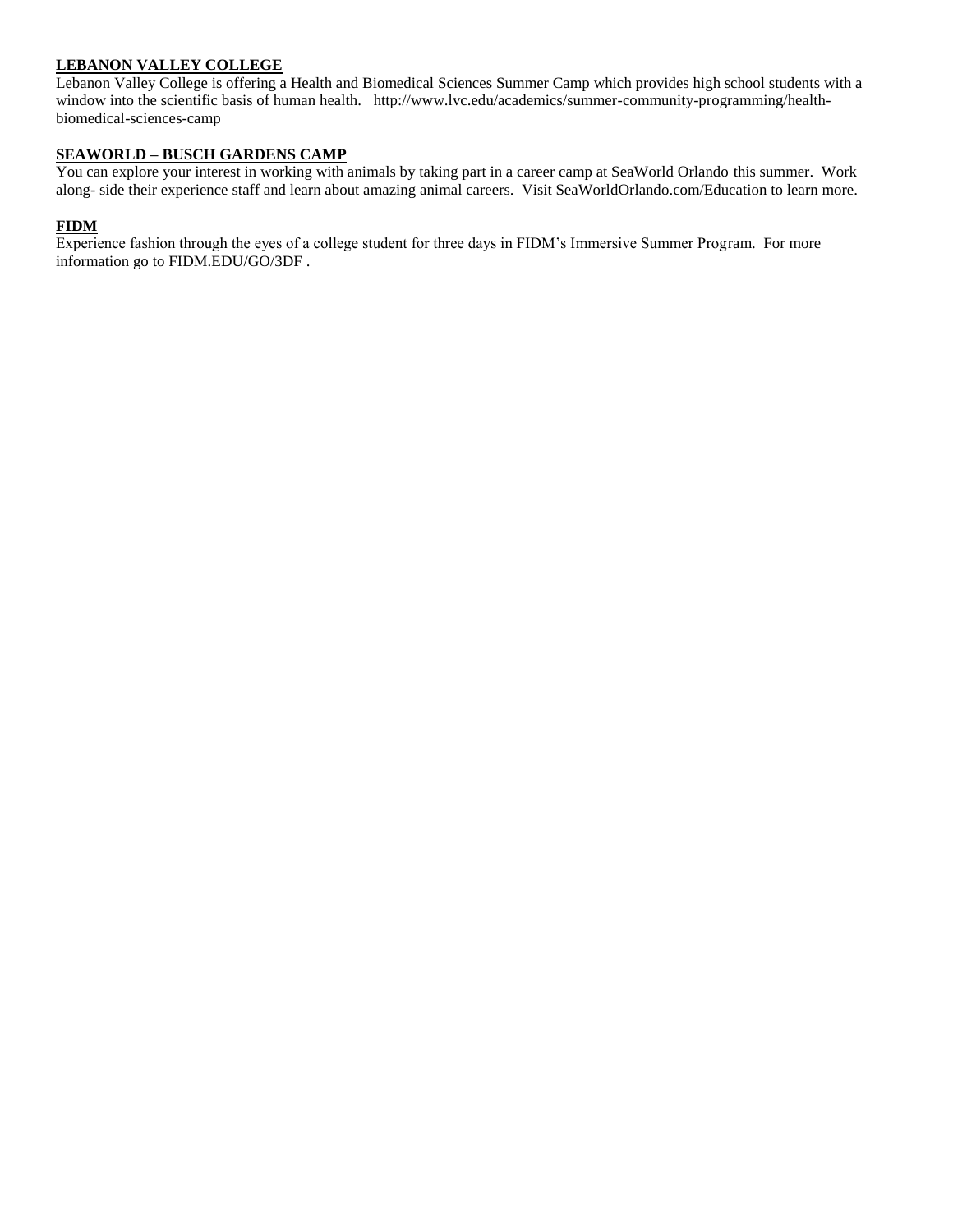**LEBANON VALLEY COLLEGE**

Lebanon Valley College is offering a Health and Biomedical Sciences Summer Camp which provides high school students with a window into the scientific basis of human health. http://www.lvc.edu/academics/summer-community-programming/health-biomedical-sciences-camp

**SEAWORLD – BUSCH GARDENS CAMP**

You can explore your interest in working with animals by taking part in a career camp at SeaWorld Orlando this summer. Work along- side their experience staff and learn about amazing animal careers. Visit SeaWorldOrlando.com/Education to learn more.

**FIDM**

Experience fashion through the eyes of a college student for three days in FIDM's Immersive Summer Program. For more information go to FIDM.EDU/GO/3DF .